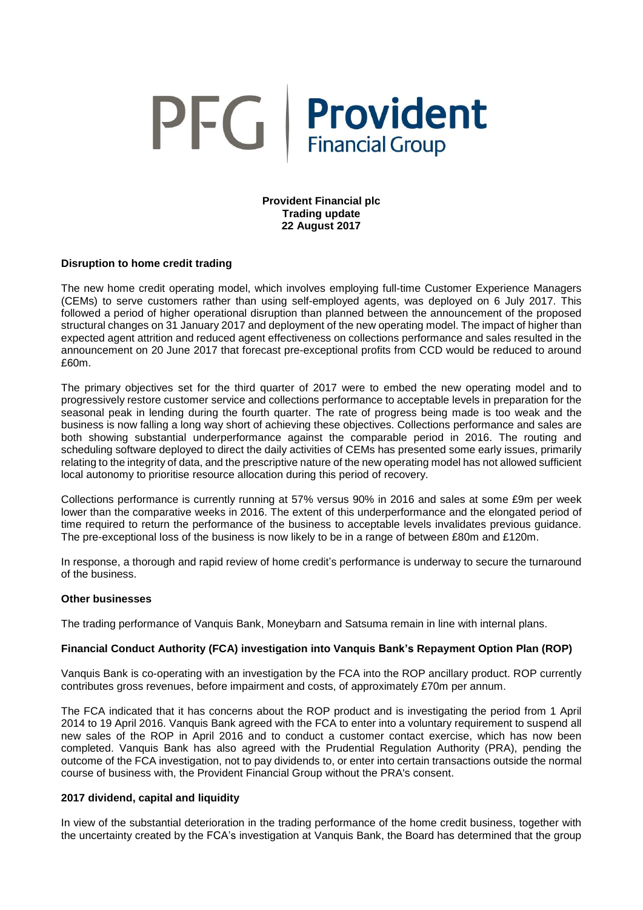PFG | **Provident** Financial Group

**Provident Financial plc**
**Trading update**
**22 August 2017**

### Disruption to home credit trading

The new home credit operating model, which involves employing full-time Customer Experience Managers (CEMs) to serve customers rather than using self-employed agents, was deployed on 6 July 2017. This followed a period of higher operational disruption than planned between the announcement of the proposed structural changes on 31 January 2017 and deployment of the new operating model. The impact of higher than expected agent attrition and reduced agent effectiveness on collections performance and sales resulted in the announcement on 20 June 2017 that forecast pre-exceptional profits from CCD would be reduced to around £60m.

The primary objectives set for the third quarter of 2017 were to embed the new operating model and to progressively restore customer service and collections performance to acceptable levels in preparation for the seasonal peak in lending during the fourth quarter. The rate of progress being made is too weak and the business is now falling a long way short of achieving these objectives. Collections performance and sales are both showing substantial underperformance against the comparable period in 2016. The routing and scheduling software deployed to direct the daily activities of CEMs has presented some early issues, primarily relating to the integrity of data, and the prescriptive nature of the new operating model has not allowed sufficient local autonomy to prioritise resource allocation during this period of recovery.

Collections performance is currently running at 57% versus 90% in 2016 and sales at some £9m per week lower than the comparative weeks in 2016. The extent of this underperformance and the elongated period of time required to return the performance of the business to acceptable levels invalidates previous guidance. The pre-exceptional loss of the business is now likely to be in a range of between £80m and £120m.

In response, a thorough and rapid review of home credit's performance is underway to secure the turnaround of the business.

### Other businesses

The trading performance of Vanquis Bank, Moneybarn and Satsuma remain in line with internal plans.

### Financial Conduct Authority (FCA) investigation into Vanquis Bank's Repayment Option Plan (ROP)

Vanquis Bank is co-operating with an investigation by the FCA into the ROP ancillary product. ROP currently contributes gross revenues, before impairment and costs, of approximately £70m per annum.

The FCA indicated that it has concerns about the ROP product and is investigating the period from 1 April 2014 to 19 April 2016. Vanquis Bank agreed with the FCA to enter into a voluntary requirement to suspend all new sales of the ROP in April 2016 and to conduct a customer contact exercise, which has now been completed. Vanquis Bank has also agreed with the Prudential Regulation Authority (PRA), pending the outcome of the FCA investigation, not to pay dividends to, or enter into certain transactions outside the normal course of business with, the Provident Financial Group without the PRA's consent.

### 2017 dividend, capital and liquidity

In view of the substantial deterioration in the trading performance of the home credit business, together with the uncertainty created by the FCA's investigation at Vanquis Bank, the Board has determined that the group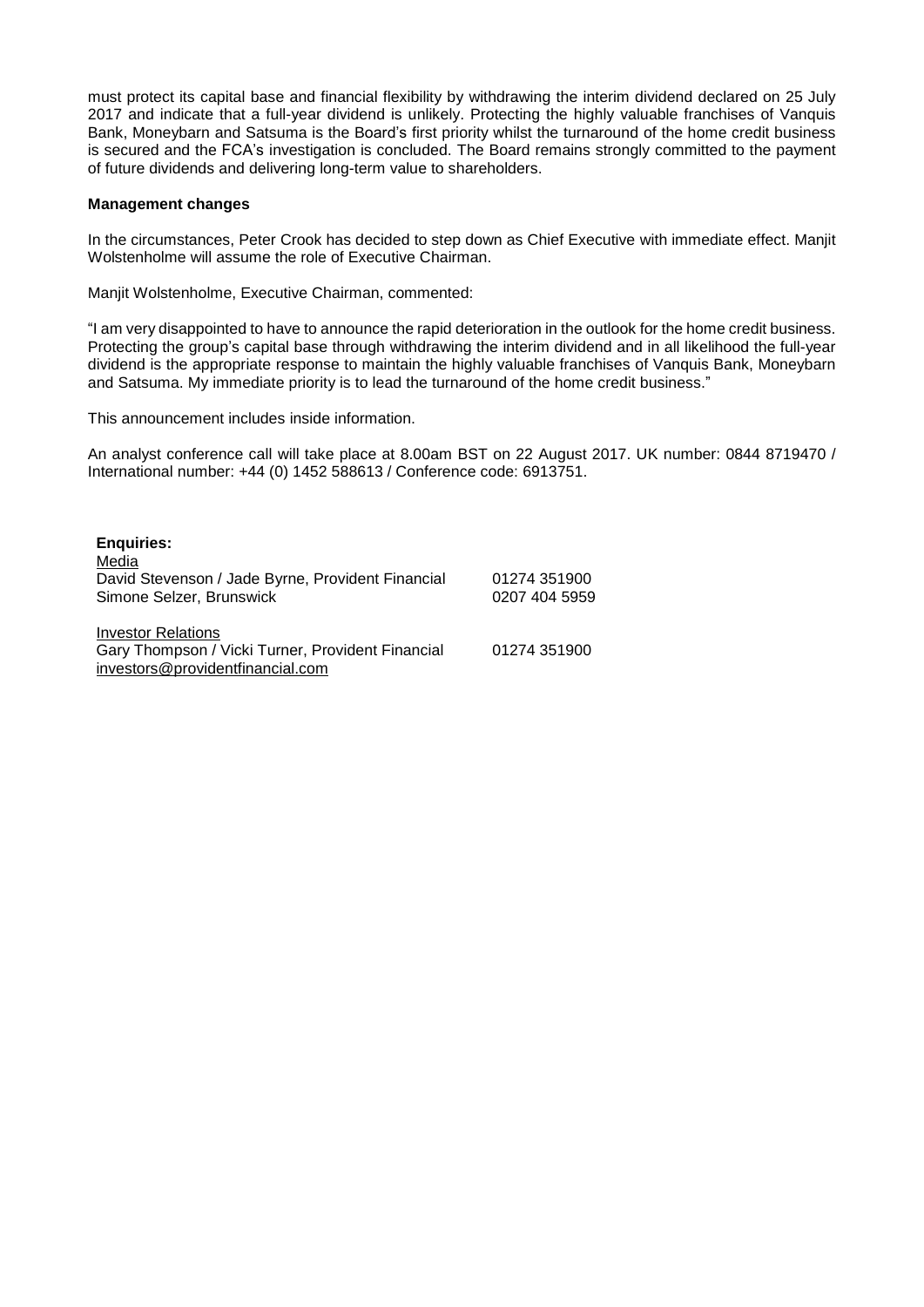must protect its capital base and financial flexibility by withdrawing the interim dividend declared on 25 July 2017 and indicate that a full-year dividend is unlikely. Protecting the highly valuable franchises of Vanquis Bank, Moneybarn and Satsuma is the Board's first priority whilst the turnaround of the home credit business is secured and the FCA's investigation is concluded. The Board remains strongly committed to the payment of future dividends and delivering long-term value to shareholders.

**Management changes**

In the circumstances, Peter Crook has decided to step down as Chief Executive with immediate effect. Manjit Wolstenholme will assume the role of Executive Chairman.

Manjit Wolstenholme, Executive Chairman, commented:

"I am very disappointed to have to announce the rapid deterioration in the outlook for the home credit business. Protecting the group's capital base through withdrawing the interim dividend and in all likelihood the full-year dividend is the appropriate response to maintain the highly valuable franchises of Vanquis Bank, Moneybarn and Satsuma. My immediate priority is to lead the turnaround of the home credit business."

This announcement includes inside information.

An analyst conference call will take place at 8.00am BST on 22 August 2017. UK number: 0844 8719470 / International number: +44 (0) 1452 588613 / Conference code: 6913751.

**Enquiries:**

| | |
|---|---|
| Media | |
| David Stevenson / Jade Byrne, Provident Financial | 01274 351900 |
| Simone Selzer, Brunswick | 0207 404 5959 |
| | |
| Investor Relations | |
| Gary Thompson / Vicki Turner, Provident Financial | 01274 351900 |
| investors@providentfinancial.com | |